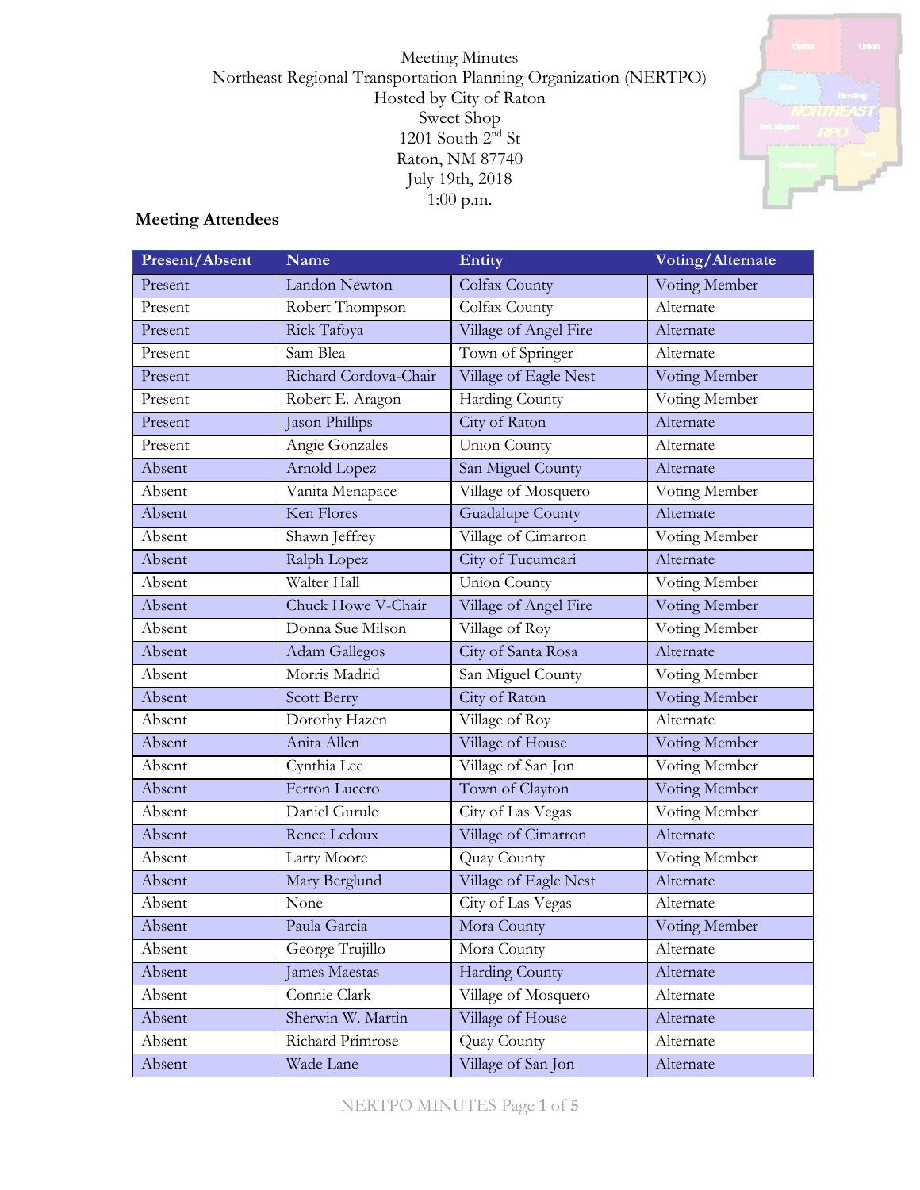Meeting Minutes
Northeast Regional Transportation Planning Organization (NERTPO)
Hosted by City of Raton
Sweet Shop
1201 South 2nd St
Raton, NM 87740
July 19th, 2018
1:00 p.m.

## Meeting Attendees

| Present/Absent | Name | Entity | Voting/Alternate |
|---|---|---|---|
| Present | Landon Newton | Colfax County | Voting Member |
| Present | Robert Thompson | Colfax County | Alternate |
| Present | Rick Tafoya | Village of Angel Fire | Alternate |
| Present | Sam Blea | Town of Springer | Alternate |
| Present | Richard Cordova-Chair | Village of Eagle Nest | Voting Member |
| Present | Robert E. Aragon | Harding County | Voting Member |
| Present | Jason Phillips | City of Raton | Alternate |
| Present | Angie Gonzales | Union County | Alternate |
| Absent | Arnold Lopez | San Miguel County | Alternate |
| Absent | Vanita Menapace | Village of Mosquero | Voting Member |
| Absent | Ken Flores | Guadalupe County | Alternate |
| Absent | Shawn Jeffrey | Village of Cimarron | Voting Member |
| Absent | Ralph Lopez | City of Tucumcari | Alternate |
| Absent | Walter Hall | Union County | Voting Member |
| Absent | Chuck Howe V-Chair | Village of Angel Fire | Voting Member |
| Absent | Donna Sue Milson | Village of Roy | Voting Member |
| Absent | Adam Gallegos | City of Santa Rosa | Alternate |
| Absent | Morris Madrid | San Miguel County | Voting Member |
| Absent | Scott Berry | City of Raton | Voting Member |
| Absent | Dorothy Hazen | Village of Roy | Alternate |
| Absent | Anita Allen | Village of House | Voting Member |
| Absent | Cynthia Lee | Village of San Jon | Voting Member |
| Absent | Ferron Lucero | Town of Clayton | Voting Member |
| Absent | Daniel Gurule | City of Las Vegas | Voting Member |
| Absent | Renee Ledoux | Village of Cimarron | Alternate |
| Absent | Larry Moore | Quay County | Voting Member |
| Absent | Mary Berglund | Village of Eagle Nest | Alternate |
| Absent | None | City of Las Vegas | Alternate |
| Absent | Paula Garcia | Mora County | Voting Member |
| Absent | George Trujillo | Mora County | Alternate |
| Absent | James Maestas | Harding County | Alternate |
| Absent | Connie Clark | Village of Mosquero | Alternate |
| Absent | Sherwin W. Martin | Village of House | Alternate |
| Absent | Richard Primrose | Quay County | Alternate |
| Absent | Wade Lane | Village of San Jon | Alternate |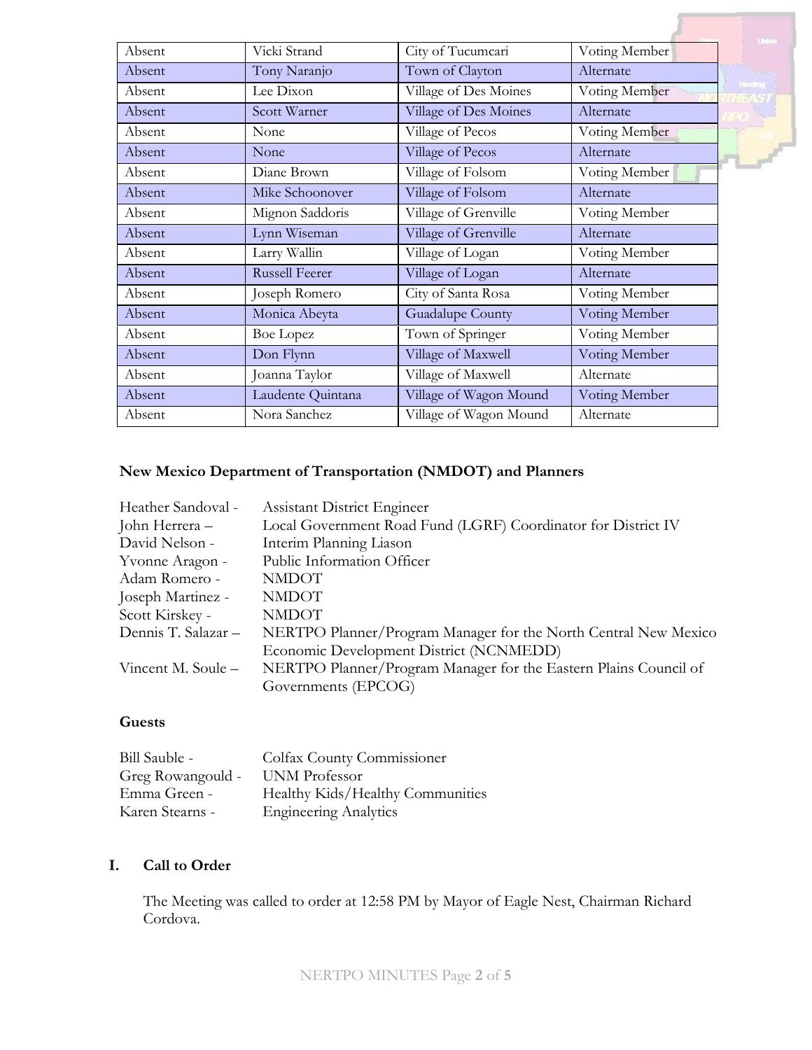| | | | |
|---|---|---|---|
| Absent | Vicki Strand | City of Tucumcari | Voting Member |
| Absent | Tony Naranjo | Town of Clayton | Alternate |
| Absent | Lee Dixon | Village of Des Moines | Voting Member |
| Absent | Scott Warner | Village of Des Moines | Alternate |
| Absent | None | Village of Pecos | Voting Member |
| Absent | None | Village of Pecos | Alternate |
| Absent | Diane Brown | Village of Folsom | Voting Member |
| Absent | Mike Schoonover | Village of Folsom | Alternate |
| Absent | Mignon Saddoris | Village of Grenville | Voting Member |
| Absent | Lynn Wiseman | Village of Grenville | Alternate |
| Absent | Larry Wallin | Village of Logan | Voting Member |
| Absent | Russell Feerer | Village of Logan | Alternate |
| Absent | Joseph Romero | City of Santa Rosa | Voting Member |
| Absent | Monica Abeyta | Guadalupe County | Voting Member |
| Absent | Boe Lopez | Town of Springer | Voting Member |
| Absent | Don Flynn | Village of Maxwell | Voting Member |
| Absent | Joanna Taylor | Village of Maxwell | Alternate |
| Absent | Laudente Quintana | Village of Wagon Mound | Voting Member |
| Absent | Nora Sanchez | Village of Wagon Mound | Alternate |

### New Mexico Department of Transportation (NMDOT) and Planners

| | |
|---|---|
| Heather Sandoval - | Assistant District Engineer |
| John Herrera – | Local Government Road Fund (LGRF) Coordinator for District IV |
| David Nelson - | Interim Planning Liason |
| Yvonne Aragon - | Public Information Officer |
| Adam Romero - | NMDOT |
| Joseph Martinez - | NMDOT |
| Scott Kirskey - | NMDOT |
| Dennis T. Salazar – | NERTPO Planner/Program Manager for the North Central New Mexico Economic Development District (NCNMEDD) |
| Vincent M. Soule – | NERTPO Planner/Program Manager for the Eastern Plains Council of Governments (EPCOG) |

### Guests

| | |
|---|---|
| Bill Sauble - | Colfax County Commissioner |
| Greg Rowangould - | UNM Professor |
| Emma Green - | Healthy Kids/Healthy Communities |
| Karen Stearns - | Engineering Analytics |

## I. Call to Order

The Meeting was called to order at 12:58 PM by Mayor of Eagle Nest, Chairman Richard Cordova.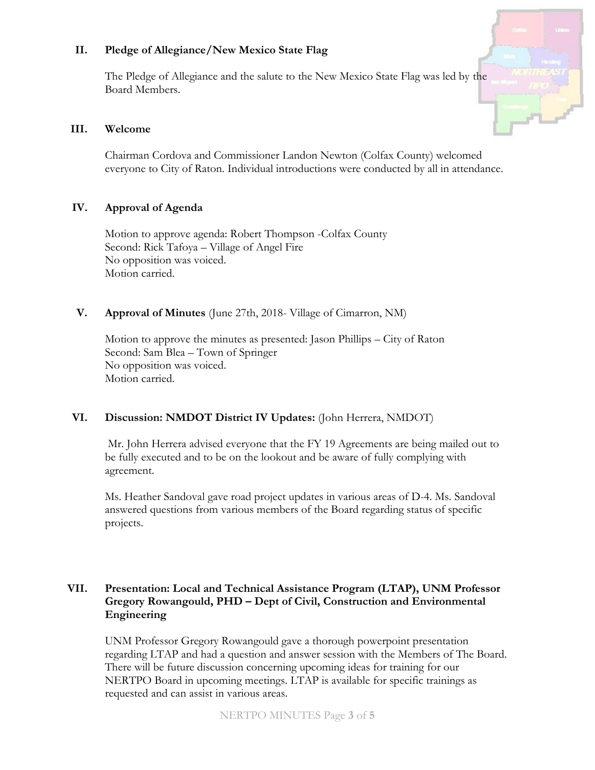## II. Pledge of Allegiance/New Mexico State Flag

The Pledge of Allegiance and the salute to the New Mexico State Flag was led by the Board Members.

## III. Welcome

Chairman Cordova and Commissioner Landon Newton (Colfax County) welcomed everyone to City of Raton. Individual introductions were conducted by all in attendance.

## IV. Approval of Agenda

Motion to approve agenda: Robert Thompson -Colfax County
Second: Rick Tafoya – Village of Angel Fire
No opposition was voiced.
Motion carried.

## V. Approval of Minutes (June 27th, 2018- Village of Cimarron, NM)

Motion to approve the minutes as presented: Jason Phillips – City of Raton
Second: Sam Blea – Town of Springer
No opposition was voiced.
Motion carried.

## VI. Discussion: NMDOT District IV Updates: (John Herrera, NMDOT)

Mr. John Herrera advised everyone that the FY 19 Agreements are being mailed out to be fully executed and to be on the lookout and be aware of fully complying with agreement.

Ms. Heather Sandoval gave road project updates in various areas of D-4. Ms. Sandoval answered questions from various members of the Board regarding status of specific projects.

## VII. Presentation: Local and Technical Assistance Program (LTAP), UNM Professor Gregory Rowangould, PHD – Dept of Civil, Construction and Environmental Engineering

UNM Professor Gregory Rowangould gave a thorough powerpoint presentation regarding LTAP and had a question and answer session with the Members of The Board. There will be future discussion concerning upcoming ideas for training for our NERTPO Board in upcoming meetings. LTAP is available for specific trainings as requested and can assist in various areas.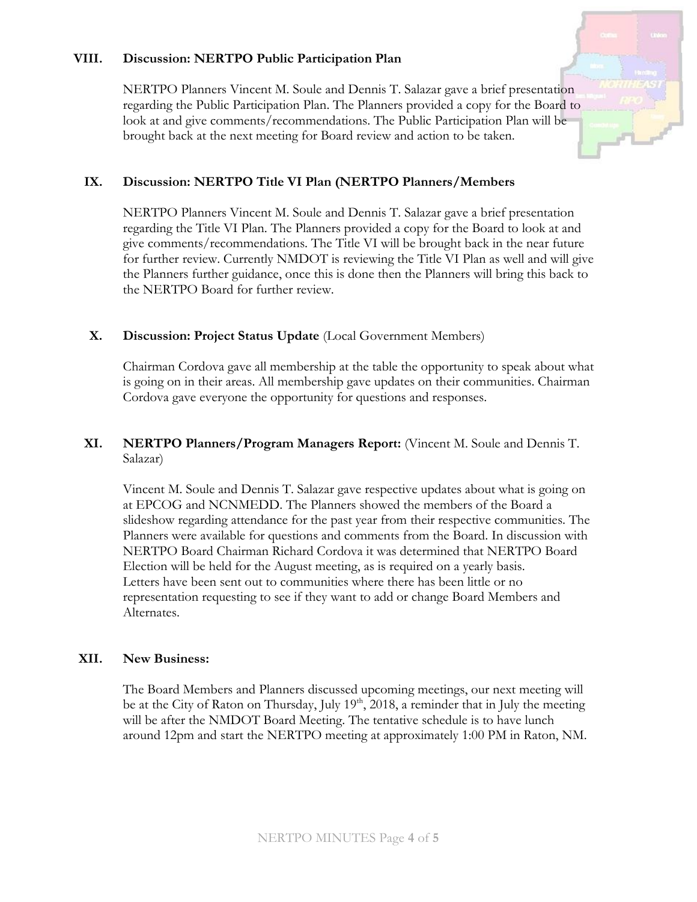**VIII. Discussion: NERTPO Public Participation Plan**

NERTPO Planners Vincent M. Soule and Dennis T. Salazar gave a brief presentation regarding the Public Participation Plan. The Planners provided a copy for the Board to look at and give comments/recommendations. The Public Participation Plan will be brought back at the next meeting for Board review and action to be taken.

**IX. Discussion: NERTPO Title VI Plan (NERTPO Planners/Members**

NERTPO Planners Vincent M. Soule and Dennis T. Salazar gave a brief presentation regarding the Title VI Plan. The Planners provided a copy for the Board to look at and give comments/recommendations. The Title VI will be brought back in the near future for further review. Currently NMDOT is reviewing the Title VI Plan as well and will give the Planners further guidance, once this is done then the Planners will bring this back to the NERTPO Board for further review.

**X. Discussion: Project Status Update** (Local Government Members)

Chairman Cordova gave all membership at the table the opportunity to speak about what is going on in their areas. All membership gave updates on their communities. Chairman Cordova gave everyone the opportunity for questions and responses.

**XI. NERTPO Planners/Program Managers Report:** (Vincent M. Soule and Dennis T. Salazar)

Vincent M. Soule and Dennis T. Salazar gave respective updates about what is going on at EPCOG and NCNMEDD. The Planners showed the members of the Board a slideshow regarding attendance for the past year from their respective communities. The Planners were available for questions and comments from the Board. In discussion with NERTPO Board Chairman Richard Cordova it was determined that NERTPO Board Election will be held for the August meeting, as is required on a yearly basis. Letters have been sent out to communities where there has been little or no representation requesting to see if they want to add or change Board Members and Alternates.

**XII. New Business:**

The Board Members and Planners discussed upcoming meetings, our next meeting will be at the City of Raton on Thursday, July 19th, 2018, a reminder that in July the meeting will be after the NMDOT Board Meeting. The tentative schedule is to have lunch around 12pm and start the NERTPO meeting at approximately 1:00 PM in Raton, NM.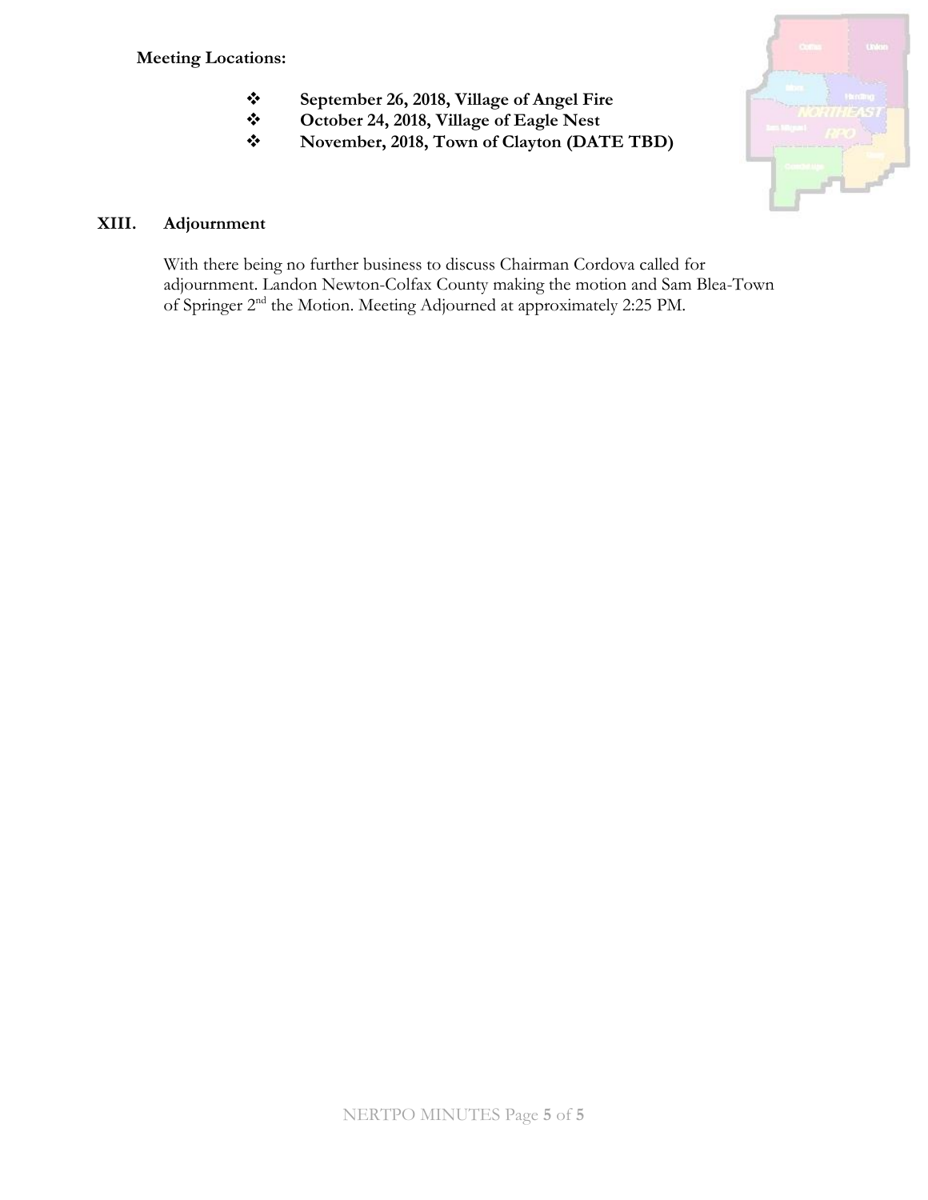**Meeting Locations:**

- **September 26, 2018, Village of Angel Fire**
- **October 24, 2018, Village of Eagle Nest**
- **November, 2018, Town of Clayton (DATE TBD)**

## XIII. Adjournment

With there being no further business to discuss Chairman Cordova called for adjournment. Landon Newton-Colfax County making the motion and Sam Blea-Town of Springer 2nd the Motion. Meeting Adjourned at approximately 2:25 PM.